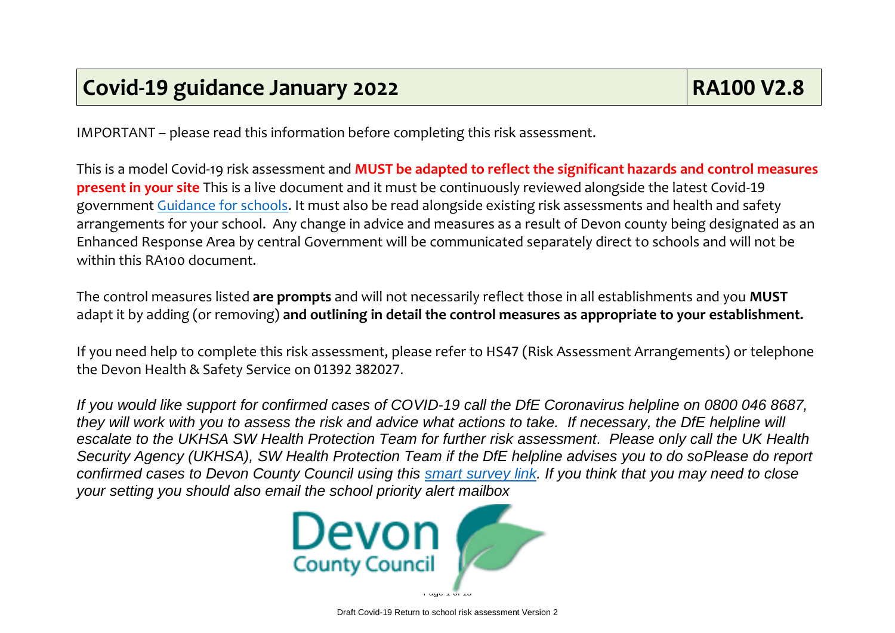# Covid-19 guidance January 2022 | RA100 V2.8

IMPORTANT – please read this information before completing this risk assessment.

This is a model Covid-19 risk assessment and **MUST be adapted to reflect the significant hazards and control measures present in your site** This is a live document and it must be continuously reviewed alongside the latest Covid-19 government Guidance for schools. It must also be read alongside existing risk assessments and health and safety arrangements for your school. Any change in advice and measures as a result of Devon county being designated as an Enhanced Response Area by central Government will be communicated separately direct to schools and will not be within this RA100 document.

The control measures listed **are prompts** and will not necessarily reflect those in all establishments and you **MUST** adapt it by adding (or removing) **and outlining in detail the control measures as appropriate to your establishment.**

If you need help to complete this risk assessment, please refer to HS47 (Risk Assessment Arrangements) or telephone the Devon Health & Safety Service on 01392 382027.

*If you would like support for confirmed cases of COVID-19 call the DfE Coronavirus helpline on 0800 046 8687, they will work with you to assess the risk and advice what actions to take. If necessary, the DfE helpline will escalate to the UKHSA SW Health Protection Team for further risk assessment. Please only call the UK Health Security Agency (UKHSA), SW Health Protection Team if the DfE helpline advises you to do soPlease do report confirmed cases to Devon County Council using this smart survey link. If you think that you may need to close your setting you should also email the school priority alert mailbox*

Devon County Council

Draft Covid-19 Return to school risk assessment Version 2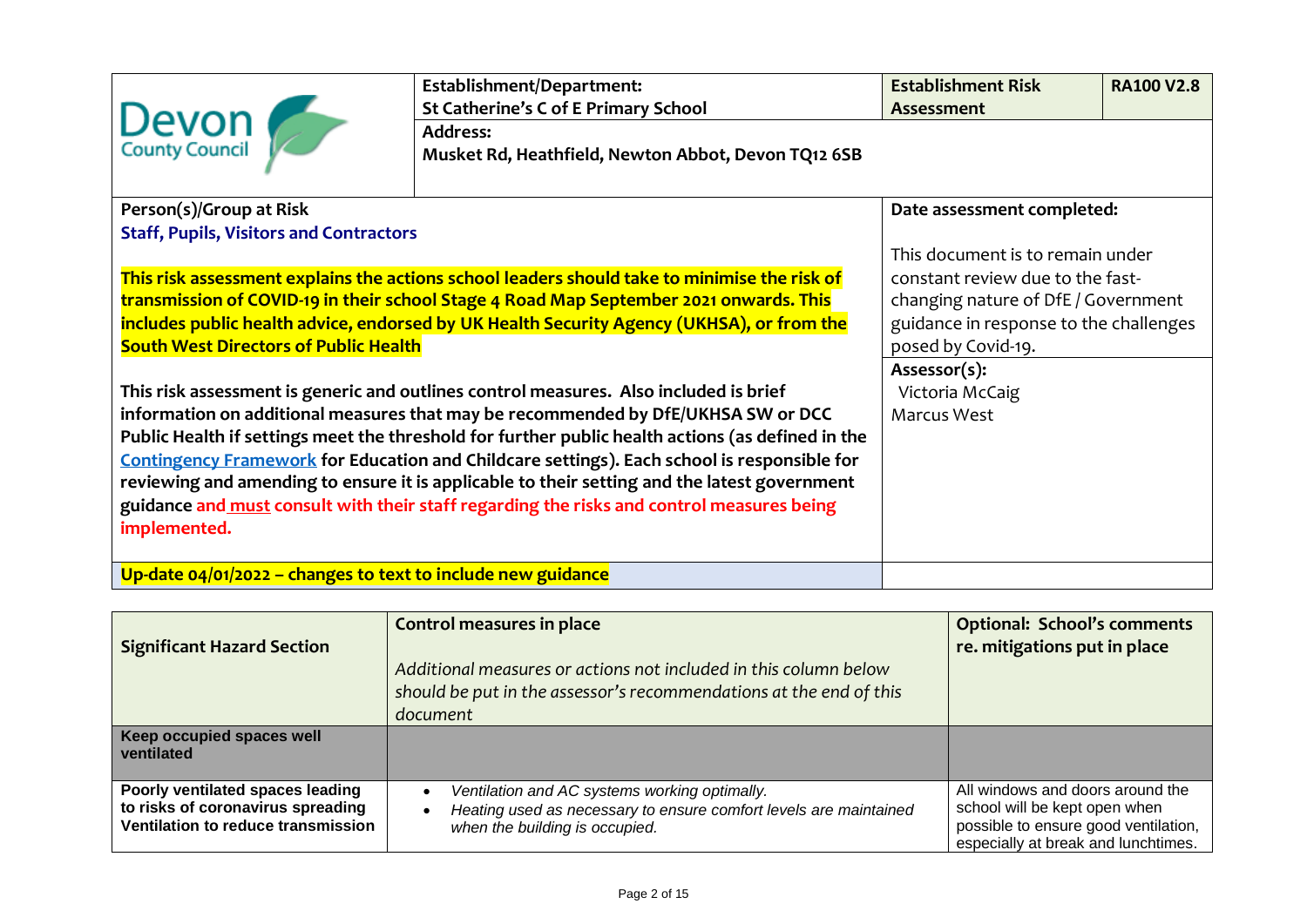| Devon County Council | **Establishment/Department:** **St Catherine's C of E Primary School** | **Establishment Risk Assessment** | **RA100 V2.8** |
|---|---|---|---|
| | **Address:** **Musket Rd, Heathfield, Newton Abbot, Devon TQ12 6SB** | | |

| **Person(s)/Group at Risk** | **Date assessment completed:** |
|---|---|
| **Staff, Pupils, Visitors and Contractors** <br><br> **This risk assessment explains the actions school leaders should take to minimise the risk of transmission of COVID-19 in their school Stage 4 Road Map September 2021 onwards. This includes public health advice, endorsed by UK Health Security Agency (UKHSA), or from the South West Directors of Public Health** <br><br> **This risk assessment is generic and outlines control measures. Also included is brief information on additional measures that may be recommended by DfE/UKHSA SW or DCC Public Health if settings meet the threshold for further public health actions (as defined in the [Contingency Framework] for Education and Childcare settings). Each school is responsible for reviewing and amending to ensure it is applicable to their setting and the latest government guidance and must consult with their staff regarding the risks and control measures being implemented.** | This document is to remain under constant review due to the fast-changing nature of DfE / Government guidance in response to the challenges posed by Covid-19. <br><br> **Assessor(s):** <br> Victoria McCaig <br> Marcus West |
| **Up-date 04/01/2022 – changes to text to include new guidance** | |

| **Significant Hazard Section** | **Control measures in place** <br><br> *Additional measures or actions not included in this column below should be put in the assessor's recommendations at the end of this document* | **Optional: School's comments re. mitigations put in place** |
|---|---|---|
| **Keep occupied spaces well ventilated** | | |
| **Poorly ventilated spaces leading to risks of coronavirus spreading Ventilation to reduce transmission** | • *Ventilation and AC systems working optimally.* <br> • *Heating used as necessary to ensure comfort levels are maintained when the building is occupied.* | All windows and doors around the school will be kept open when possible to ensure good ventilation, especially at break and lunchtimes. |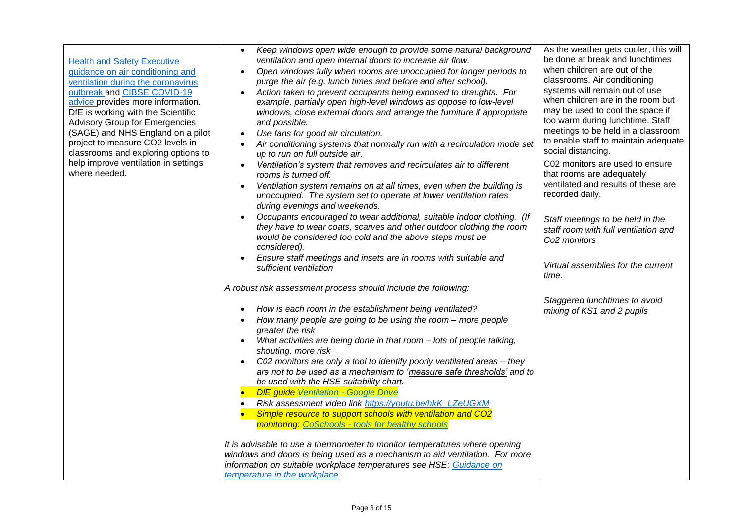| | | |
|---|---|---|
| [Health and Safety Executive guidance on air conditioning and ventilation during the coronavirus outbreak] and [CIBSE COVID-19 advice] provides more information. DfE is working with the Scientific Advisory Group for Emergencies (SAGE) and NHS England on a pilot project to measure CO2 levels in classrooms and exploring options to help improve ventilation in settings where needed. | • *Keep windows open wide enough to provide some natural background ventilation and open internal doors to increase air flow.*<br>• *Open windows fully when rooms are unoccupied for longer periods to purge the air (e.g. lunch times and before and after school).*<br>• *Action taken to prevent occupants being exposed to draughts. For example, partially open high-level windows as oppose to low-level windows, close external doors and arrange the furniture if appropriate and possible.*<br>• *Use fans for good air circulation.*<br>• *Air conditioning systems that normally run with a recirculation mode set up to run on full outside air.*<br>• *Ventilation's system that removes and recirculates air to different rooms is turned off.*<br>• *Ventilation system remains on at all times, even when the building is unoccupied. The system set to operate at lower ventilation rates during evenings and weekends.*<br>• *Occupants encouraged to wear additional, suitable indoor clothing. (If they have to wear coats, scarves and other outdoor clothing the room would be considered too cold and the above steps must be considered).*<br>• *Ensure staff meetings and insets are in rooms with suitable and sufficient ventilation*<br><br>*A robust risk assessment process should include the following:*<br><br>• *How is each room in the establishment being ventilated?*<br>• *How many people are going to be using the room – more people greater the risk*<br>• *What activities are being done in that room – lots of people talking, shouting, more risk*<br>• *C02 monitors are only a tool to identify poorly ventilated areas – they are not to be used as a mechanism to '<u>measure safe thresholds</u>' and to be used with the HSE suitability chart.*<br>• *DfE guide [Ventilation - Google Drive]*<br>• *Risk assessment video link https://youtu.be/hkK_LZeUGXM*<br>• ***Simple resource to support schools with ventilation and CO2 monitoring: [CoSchools - tools for healthy schools]***<br><br>*It is advisable to use a thermometer to monitor temperatures where opening windows and doors is being used as a mechanism to aid ventilation. For more information on suitable workplace temperatures see HSE: [Guidance on temperature in the workplace]* | As the weather gets cooler, this will be done at break and lunchtimes when children are out of the classrooms. Air conditioning systems will remain out of use when children are in the room but may be used to cool the space if too warm during lunchtime. Staff meetings to be held in a classroom to enable staff to maintain adequate social distancing.<br><br>C02 monitors are used to ensure that rooms are adequately ventilated and results of these are recorded daily.<br><br>*Staff meetings to be held in the staff room with full ventilation and Co2 monitors*<br><br>*Virtual assemblies for the current time.*<br><br>*Staggered lunchtimes to avoid mixing of KS1 and 2 pupils* |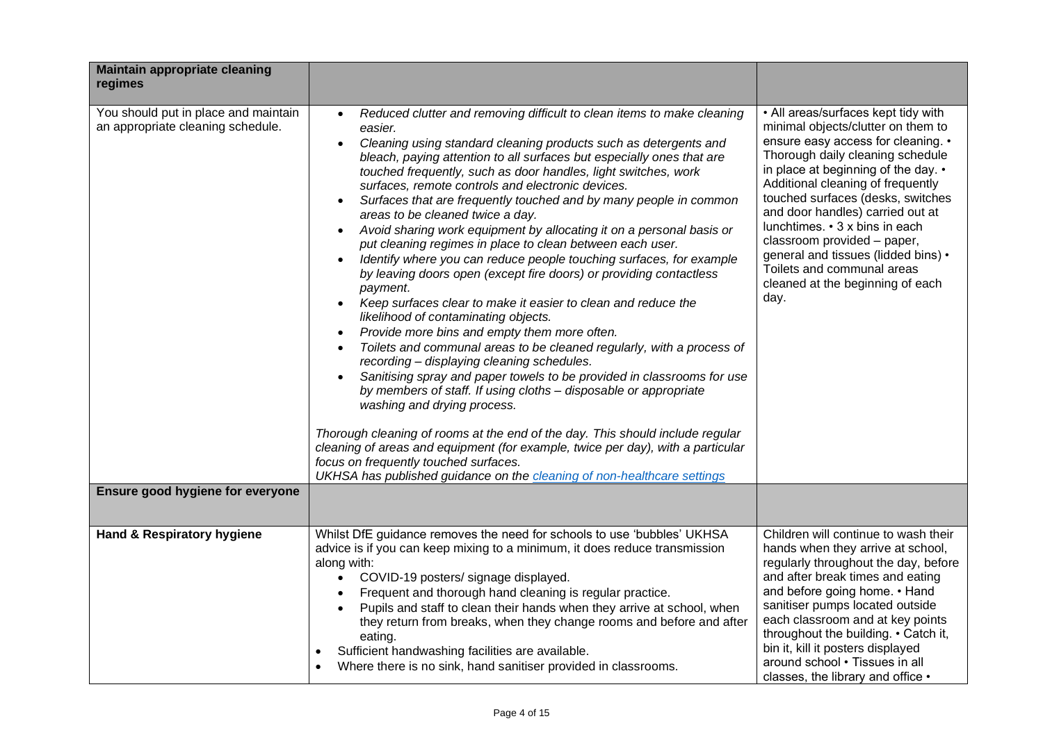| **Maintain appropriate cleaning regimes** | | |
|---|---|---|
| You should put in place and maintain an appropriate cleaning schedule. | • *Reduced clutter and removing difficult to clean items to make cleaning easier.*<br>• *Cleaning using standard cleaning products such as detergents and bleach, paying attention to all surfaces but especially ones that are touched frequently, such as door handles, light switches, work surfaces, remote controls and electronic devices.*<br>• *Surfaces that are frequently touched and by many people in common areas to be cleaned twice a day.*<br>• *Avoid sharing work equipment by allocating it on a personal basis or put cleaning regimes in place to clean between each user.*<br>• *Identify where you can reduce people touching surfaces, for example by leaving doors open (except fire doors) or providing contactless payment.*<br>• *Keep surfaces clear to make it easier to clean and reduce the likelihood of contaminating objects.*<br>• *Provide more bins and empty them more often.*<br>• *Toilets and communal areas to be cleaned regularly, with a process of recording – displaying cleaning schedules.*<br>• *Sanitising spray and paper towels to be provided in classrooms for use by members of staff. If using cloths – disposable or appropriate washing and drying process.*<br><br>*Thorough cleaning of rooms at the end of the day. This should include regular cleaning of areas and equipment (for example, twice per day), with a particular focus on frequently touched surfaces.*<br>*UKHSA has published guidance on the cleaning of non-healthcare settings* | • All areas/surfaces kept tidy with minimal objects/clutter on them to ensure easy access for cleaning. • Thorough daily cleaning schedule in place at beginning of the day. • Additional cleaning of frequently touched surfaces (desks, switches and door handles) carried out at lunchtimes. • 3 x bins in each classroom provided – paper, general and tissues (lidded bins) • Toilets and communal areas cleaned at the beginning of each day. |
| **Ensure good hygiene for everyone** | | |
| **Hand & Respiratory hygiene** | Whilst DfE guidance removes the need for schools to use 'bubbles' UKHSA advice is if you can keep mixing to a minimum, it does reduce transmission along with:<br>• COVID-19 posters/ signage displayed.<br>• Frequent and thorough hand cleaning is regular practice.<br>• Pupils and staff to clean their hands when they arrive at school, when they return from breaks, when they change rooms and before and after eating.<br>• Sufficient handwashing facilities are available.<br>• Where there is no sink, hand sanitiser provided in classrooms. | Children will continue to wash their hands when they arrive at school, regularly throughout the day, before and after break times and eating and before going home. • Hand sanitiser pumps located outside each classroom and at key points throughout the building. • Catch it, bin it, kill it posters displayed around school • Tissues in all classes, the library and office • |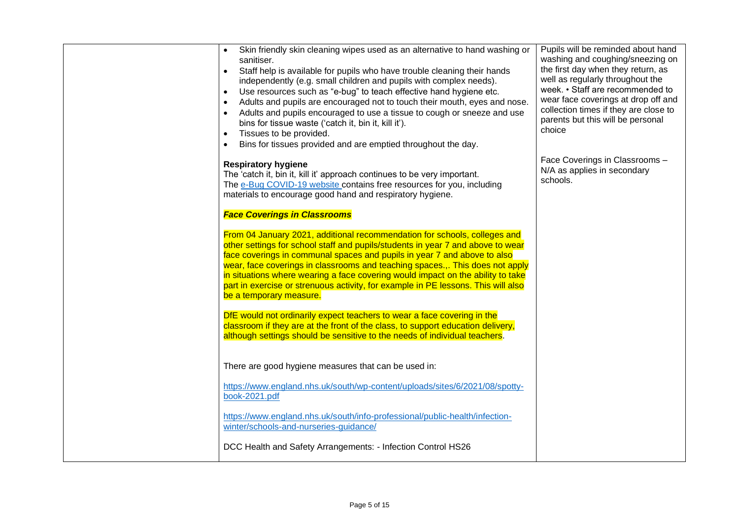| | | |
|---|---|---|
| | • Skin friendly skin cleaning wipes used as an alternative to hand washing or sanitiser.<br>• Staff help is available for pupils who have trouble cleaning their hands independently (e.g. small children and pupils with complex needs).<br>• Use resources such as "e-bug" to teach effective hand hygiene etc.<br>• Adults and pupils are encouraged not to touch their mouth, eyes and nose.<br>• Adults and pupils encouraged to use a tissue to cough or sneeze and use bins for tissue waste ('catch it, bin it, kill it').<br>• Tissues to be provided.<br>• Bins for tissues provided and are emptied throughout the day.<br><br>**Respiratory hygiene**<br>The 'catch it, bin it, kill it' approach continues to be very important.<br>The [e-Bug COVID-19 website](#) contains free resources for you, including materials to encourage good hand and respiratory hygiene.<br><br>***Face Coverings in Classrooms***<br><br>From 04 January 2021, additional recommendation for schools, colleges and other settings for school staff and pupils/students in year 7 and above to wear face coverings in communal spaces and pupils in year 7 and above to also wear, face coverings in classrooms and teaching spaces.,. This does not apply in situations where wearing a face covering would impact on the ability to take part in exercise or strenuous activity, for example in PE lessons. This will also be a temporary measure.<br><br>DfE would not ordinarily expect teachers to wear a face covering in the classroom if they are at the front of the class, to support education delivery, although settings should be sensitive to the needs of individual teachers.<br><br>There are good hygiene measures that can be used in:<br><br>https://www.england.nhs.uk/south/wp-content/uploads/sites/6/2021/08/spotty-book-2021.pdf<br><br>https://www.england.nhs.uk/south/info-professional/public-health/infection-winter/schools-and-nurseries-guidance/<br><br>DCC Health and Safety Arrangements: - Infection Control HS26 | Pupils will be reminded about hand washing and coughing/sneezing on the first day when they return, as well as regularly throughout the week. • Staff are recommended to wear face coverings at drop off and collection times if they are close to parents but this will be personal choice<br><br>Face Coverings in Classrooms – N/A as applies in secondary schools. |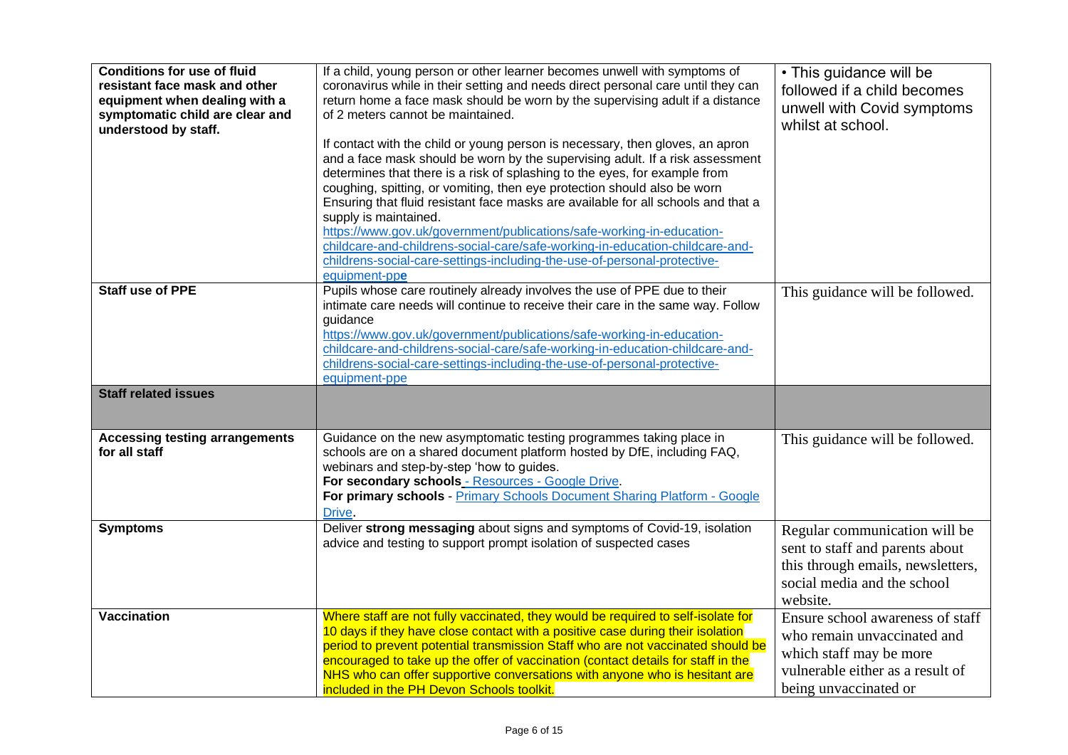| | | |
|---|---|---|
| **Conditions for use of fluid resistant face mask and other equipment when dealing with a symptomatic child are clear and understood by staff.** | If a child, young person or other learner becomes unwell with symptoms of coronavirus while in their setting and needs direct personal care until they can return home a face mask should be worn by the supervising adult if a distance of 2 meters cannot be maintained.<br><br>If contact with the child or young person is necessary, then gloves, an apron and a face mask should be worn by the supervising adult. If a risk assessment determines that there is a risk of splashing to the eyes, for example from coughing, spitting, or vomiting, then eye protection should also be worn Ensuring that fluid resistant face masks are available for all schools and that a supply is maintained.<br>https://www.gov.uk/government/publications/safe-working-in-education-childcare-and-childrens-social-care/safe-working-in-education-childcare-and-childrens-social-care-settings-including-the-use-of-personal-protective-equipment-ppe | • This guidance will be followed if a child becomes unwell with Covid symptoms whilst at school. |
| **Staff use of PPE** | Pupils whose care routinely already involves the use of PPE due to their intimate care needs will continue to receive their care in the same way. Follow guidance<br>https://www.gov.uk/government/publications/safe-working-in-education-childcare-and-childrens-social-care/safe-working-in-education-childcare-and-childrens-social-care-settings-including-the-use-of-personal-protective-equipment-ppe | This guidance will be followed. |
| **Staff related issues** | | |
| **Accessing testing arrangements for all staff** | Guidance on the new asymptomatic testing programmes taking place in schools are on a shared document platform hosted by DfE, including FAQ, webinars and step-by-step 'how to guides.<br>**For secondary schools** - Resources - Google Drive.<br>**For primary schools** - Primary Schools Document Sharing Platform - Google Drive. | This guidance will be followed. |
| **Symptoms** | Deliver **strong messaging** about signs and symptoms of Covid-19, isolation advice and testing to support prompt isolation of suspected cases | Regular communication will be sent to staff and parents about this through emails, newsletters, social media and the school website. |
| **Vaccination** | Where staff are not fully vaccinated, they would be required to self-isolate for 10 days if they have close contact with a positive case during their isolation period to prevent potential transmission Staff who are not vaccinated should be encouraged to take up the offer of vaccination (contact details for staff in the NHS who can offer supportive conversations with anyone who is hesitant are included in the PH Devon Schools toolkit. | Ensure school awareness of staff who remain unvaccinated and which staff may be more vulnerable either as a result of being unvaccinated or |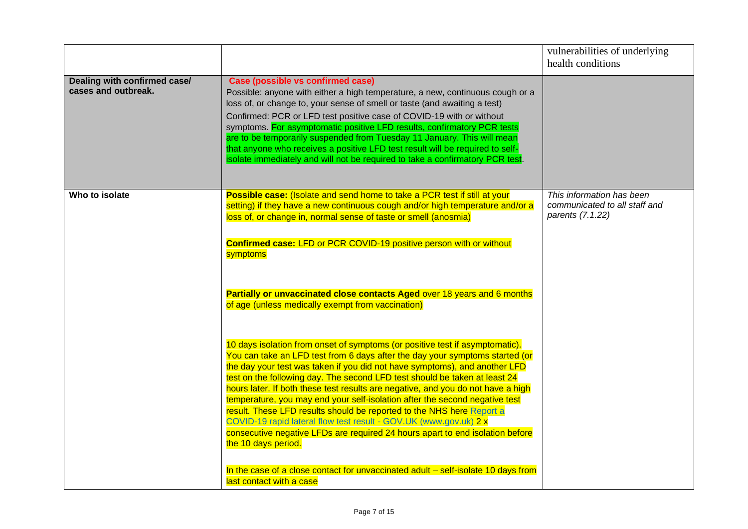| | | |
|---|---|---|
| | | vulnerabilities of underlying health conditions |
| **Dealing with confirmed case/ cases and outbreak.** | **Case (possible vs confirmed case)**<br>Possible: anyone with either a high temperature, a new, continuous cough or a loss of, or change to, your sense of smell or taste (and awaiting a test)<br>Confirmed: PCR or LFD test positive case of COVID-19 with or without symptoms. For asymptomatic positive LFD results, confirmatory PCR tests are to be temporarily suspended from Tuesday 11 January. This will mean that anyone who receives a positive LFD test result will be required to self-isolate immediately and will not be required to take a confirmatory PCR test. | |
| **Who to isolate** | **Possible case:** (Isolate and send home to take a PCR test if still at your setting) if they have a new continuous cough and/or high temperature and/or a loss of, or change in, normal sense of taste or smell (anosmia)<br><br>**Confirmed case:** LFD or PCR COVID-19 positive person with or without symptoms<br><br>**Partially or unvaccinated close contacts Aged** over 18 years and 6 months of age (unless medically exempt from vaccination)<br><br>10 days isolation from onset of symptoms (or positive test if asymptomatic). You can take an LFD test from 6 days after the day your symptoms started (or the day your test was taken if you did not have symptoms), and another LFD test on the following day. The second LFD test should be taken at least 24 hours later. If both these test results are negative, and you do not have a high temperature, you may end your self-isolation after the second negative test result. These LFD results should be reported to the NHS here Report a COVID-19 rapid lateral flow test result - GOV.UK (www.gov.uk) 2 x consecutive negative LFDs are required 24 hours apart to end isolation before the 10 days period.<br><br>In the case of a close contact for unvaccinated adult – self-isolate 10 days from last contact with a case | *This information has been communicated to all staff and parents (7.1.22)* |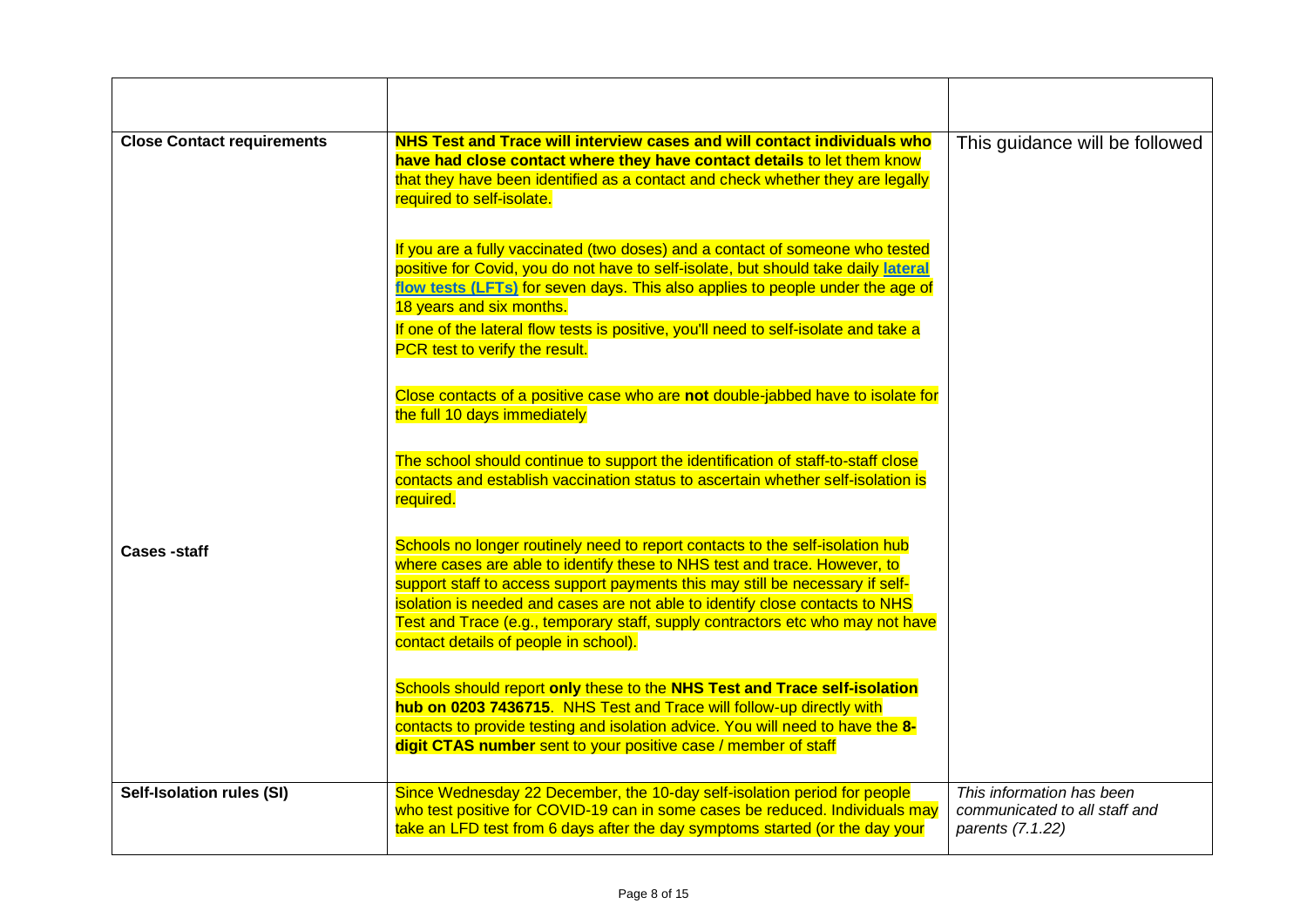| | | |
|---|---|---|
| **Close Contact requirements** | **NHS Test and Trace will interview cases and will contact individuals who have had close contact where they have contact details** to let them know that they have been identified as a contact and check whether they are legally required to self-isolate.<br><br>If you are a fully vaccinated (two doses) and a contact of someone who tested positive for Covid, you do not have to self-isolate, but should take daily **lateral flow tests (LFTs)** for seven days. This also applies to people under the age of 18 years and six months.<br>If one of the lateral flow tests is positive, you'll need to self-isolate and take a PCR test to verify the result.<br><br>Close contacts of a positive case who are **not** double-jabbed have to isolate for the full 10 days immediately<br><br>The school should continue to support the identification of staff-to-staff close contacts and establish vaccination status to ascertain whether self-isolation is required. | This guidance will be followed |
| **Cases -staff** | Schools no longer routinely need to report contacts to the self-isolation hub where cases are able to identify these to NHS test and trace. However, to support staff to access support payments this may still be necessary if self-isolation is needed and cases are not able to identify close contacts to NHS Test and Trace (e.g., temporary staff, supply contractors etc who may not have contact details of people in school).<br><br>Schools should report **only** these to the **NHS Test and Trace self-isolation hub on 0203 7436715**. NHS Test and Trace will follow-up directly with contacts to provide testing and isolation advice. You will need to have the **8-digit CTAS number** sent to your positive case / member of staff | |
| **Self-Isolation rules (SI)** | Since Wednesday 22 December, the 10-day self-isolation period for people who test positive for COVID-19 can in some cases be reduced. Individuals may take an LFD test from 6 days after the day symptoms started (or the day your | *This information has been communicated to all staff and parents (7.1.22)* |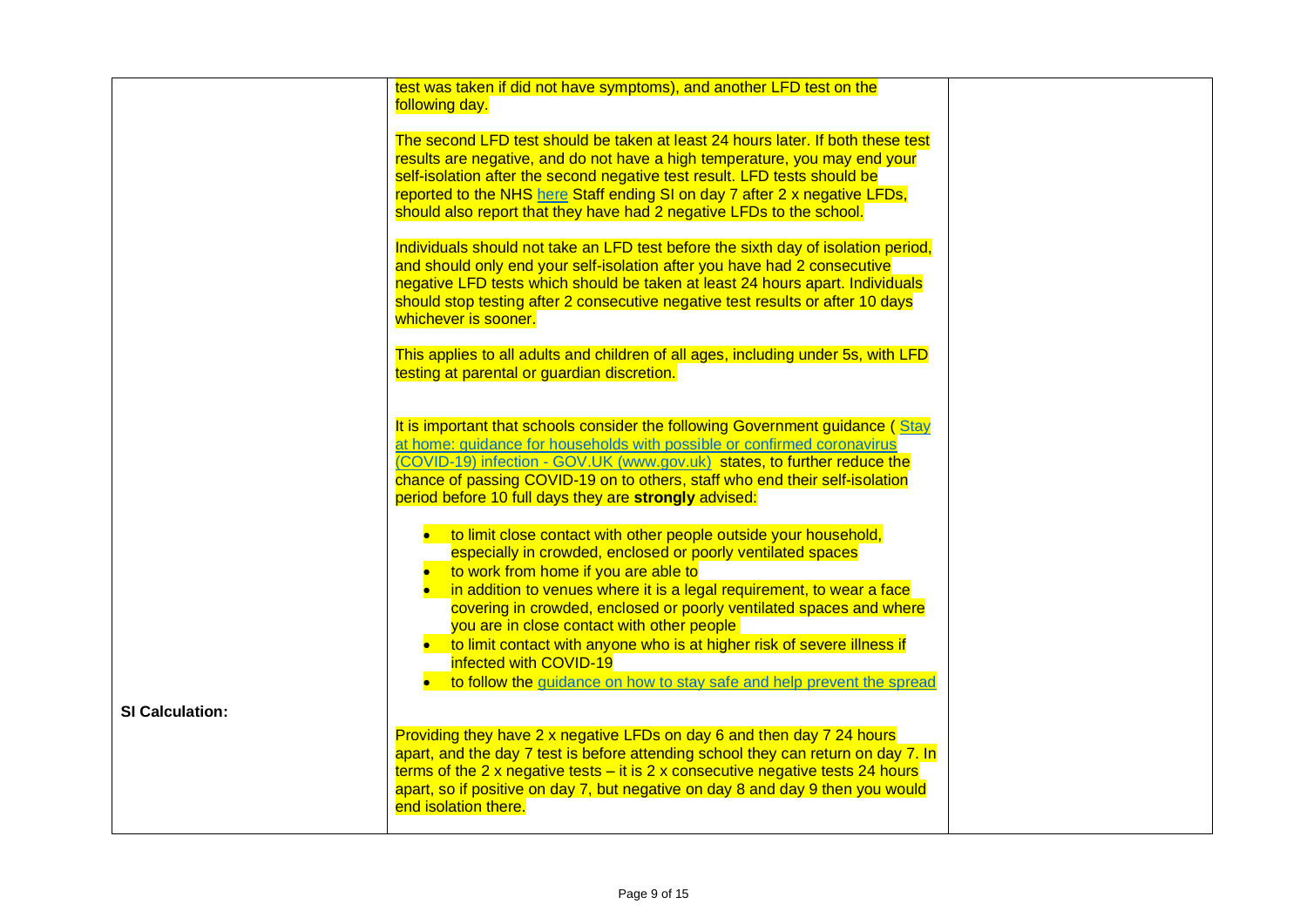| | | |
|---|---|---|
| | test was taken if did not have symptoms), and another LFD test on the following day.<br><br>The second LFD test should be taken at least 24 hours later. If both these test results are negative, and do not have a high temperature, you may end your self-isolation after the second negative test result. LFD tests should be reported to the NHS here Staff ending SI on day 7 after 2 x negative LFDs, should also report that they have had 2 negative LFDs to the school.<br><br>Individuals should not take an LFD test before the sixth day of isolation period, and should only end your self-isolation after you have had 2 consecutive negative LFD tests which should be taken at least 24 hours apart. Individuals should stop testing after 2 consecutive negative test results or after 10 days whichever is sooner.<br><br>This applies to all adults and children of all ages, including under 5s, with LFD testing at parental or guardian discretion.<br><br>It is important that schools consider the following Government guidance ( Stay at home: guidance for households with possible or confirmed coronavirus (COVID-19) infection - GOV.UK (www.gov.uk) states, to further reduce the chance of passing COVID-19 on to others, staff who end their self-isolation period before 10 full days they are **strongly** advised:<br><br>• to limit close contact with other people outside your household, especially in crowded, enclosed or poorly ventilated spaces<br>• to work from home if you are able to<br>• in addition to venues where it is a legal requirement, to wear a face covering in crowded, enclosed or poorly ventilated spaces and where you are in close contact with other people<br>• to limit contact with anyone who is at higher risk of severe illness if infected with COVID-19<br>• to follow the guidance on how to stay safe and help prevent the spread | |
| **SI Calculation:** | Providing they have 2 x negative LFDs on day 6 and then day 7 24 hours apart, and the day 7 test is before attending school they can return on day 7. In terms of the 2 x negative tests – it is 2 x consecutive negative tests 24 hours apart, so if positive on day 7, but negative on day 8 and day 9 then you would end isolation there. | |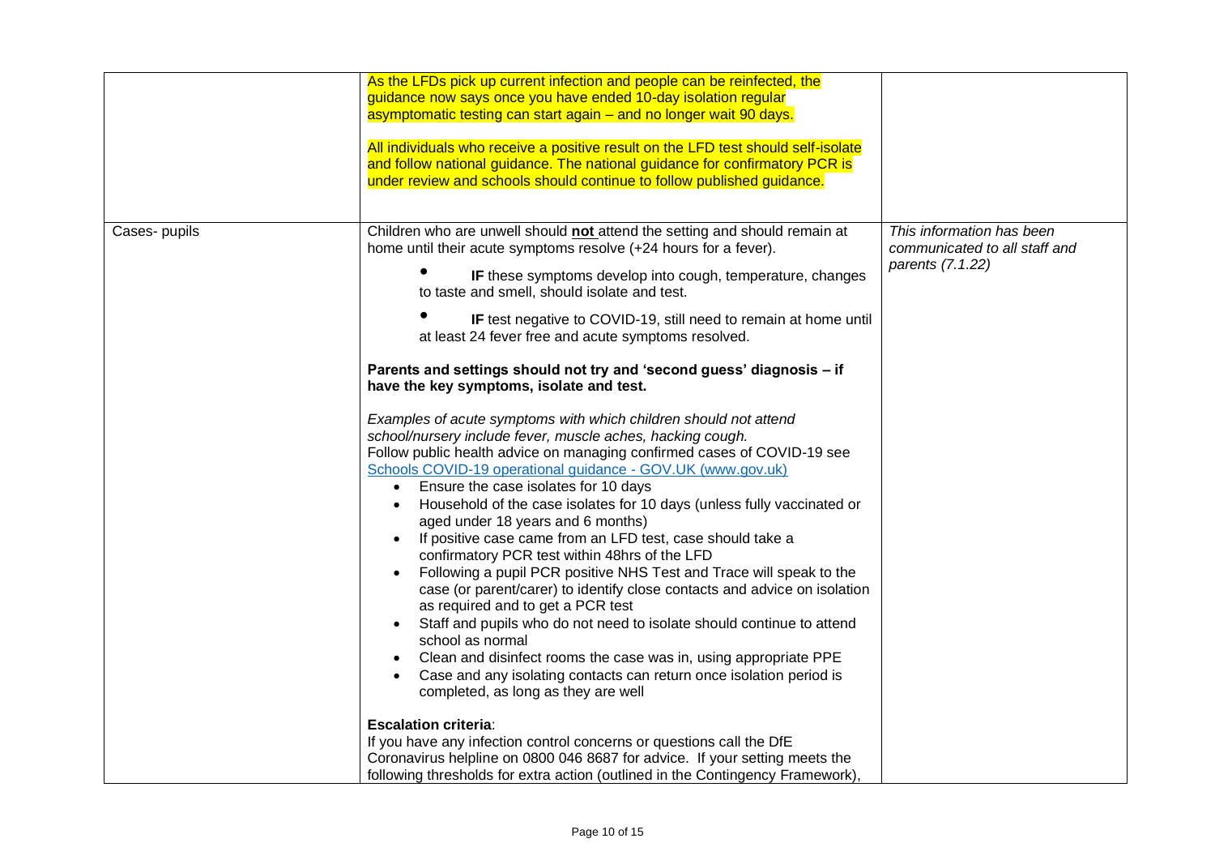| | | |
|---|---|---|
| | As the LFDs pick up current infection and people can be reinfected, the guidance now says once you have ended 10-day isolation regular asymptomatic testing can start again – and no longer wait 90 days.<br><br>All individuals who receive a positive result on the LFD test should self-isolate and follow national guidance. The national guidance for confirmatory PCR is under review and schools should continue to follow published guidance. | |
| Cases- pupils | Children who are unwell should **not** attend the setting and should remain at home until their acute symptoms resolve (+24 hours for a fever).<br><br>• **IF** these symptoms develop into cough, temperature, changes to taste and smell, should isolate and test.<br><br>• **IF** test negative to COVID-19, still need to remain at home until at least 24 fever free and acute symptoms resolved.<br><br>**Parents and settings should not try and 'second guess' diagnosis – if have the key symptoms, isolate and test.**<br><br>*Examples of acute symptoms with which children should not attend school/nursery include fever, muscle aches, hacking cough.*<br>Follow public health advice on managing confirmed cases of COVID-19 see [Schools COVID-19 operational guidance - GOV.UK (www.gov.uk)]<br>• Ensure the case isolates for 10 days<br>• Household of the case isolates for 10 days (unless fully vaccinated or aged under 18 years and 6 months)<br>• If positive case came from an LFD test, case should take a confirmatory PCR test within 48hrs of the LFD<br>• Following a pupil PCR positive NHS Test and Trace will speak to the case (or parent/carer) to identify close contacts and advice on isolation as required and to get a PCR test<br>• Staff and pupils who do not need to isolate should continue to attend school as normal<br>• Clean and disinfect rooms the case was in, using appropriate PPE<br>• Case and any isolating contacts can return once isolation period is completed, as long as they are well<br><br>**Escalation criteria**:<br>If you have any infection control concerns or questions call the DfE Coronavirus helpline on 0800 046 8687 for advice. If your setting meets the following thresholds for extra action (outlined in the Contingency Framework), | *This information has been communicated to all staff and parents (7.1.22)* |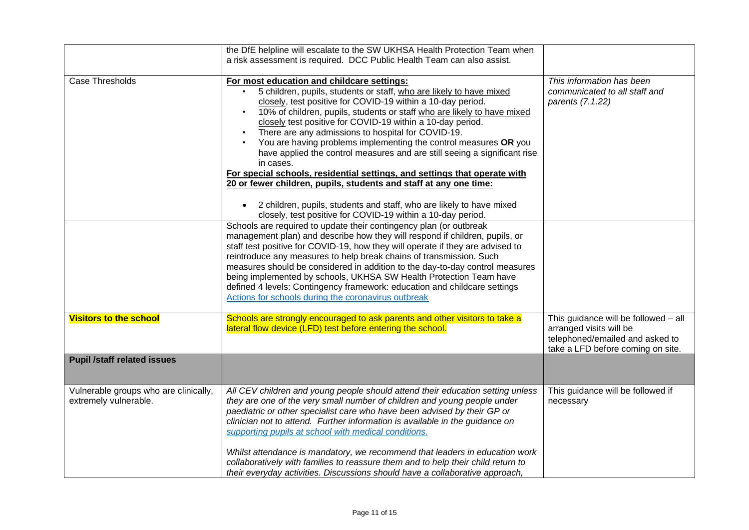| | | |
|---|---|---|
| | the DfE helpline will escalate to the SW UKHSA Health Protection Team when a risk assessment is required. DCC Public Health Team can also assist. | |
| Case Thresholds | **For most education and childcare settings:**<br>• 5 children, pupils, students or staff, who are likely to have mixed closely, test positive for COVID-19 within a 10-day period.<br>• 10% of children, pupils, students or staff who are likely to have mixed closely test positive for COVID-19 within a 10-day period.<br>• There are any admissions to hospital for COVID-19.<br>• You are having problems implementing the control measures **OR** you have applied the control measures and are still seeing a significant rise in cases.<br>**For special schools, residential settings, and settings that operate with 20 or fewer children, pupils, students and staff at any one time:**<br>• 2 children, pupils, students and staff, who are likely to have mixed closely, test positive for COVID-19 within a 10-day period. | *This information has been communicated to all staff and parents (7.1.22)* |
| | Schools are required to update their contingency plan (or outbreak management plan) and describe how they will respond if children, pupils, or staff test positive for COVID-19, how they will operate if they are advised to reintroduce any measures to help break chains of transmission. Such measures should be considered in addition to the day-to-day control measures being implemented by schools, UKHSA SW Health Protection Team have defined 4 levels: Contingency framework: education and childcare settings Actions for schools during the coronavirus outbreak | |
| **Visitors to the school** | Schools are strongly encouraged to ask parents and other visitors to take a lateral flow device (LFD) test before entering the school. | This guidance will be followed – all arranged visits will be telephoned/emailed and asked to take a LFD before coming on site. |
| **Pupil /staff related issues** | | |
| Vulnerable groups who are clinically, extremely vulnerable. | *All CEV children and young people should attend their education setting unless they are one of the very small number of children and young people under paediatric or other specialist care who have been advised by their GP or clinician not to attend. Further information is available in the guidance on supporting pupils at school with medical conditions.*<br><br>*Whilst attendance is mandatory, we recommend that leaders in education work collaboratively with families to reassure them and to help their child return to their everyday activities. Discussions should have a collaborative approach,* | This guidance will be followed if necessary |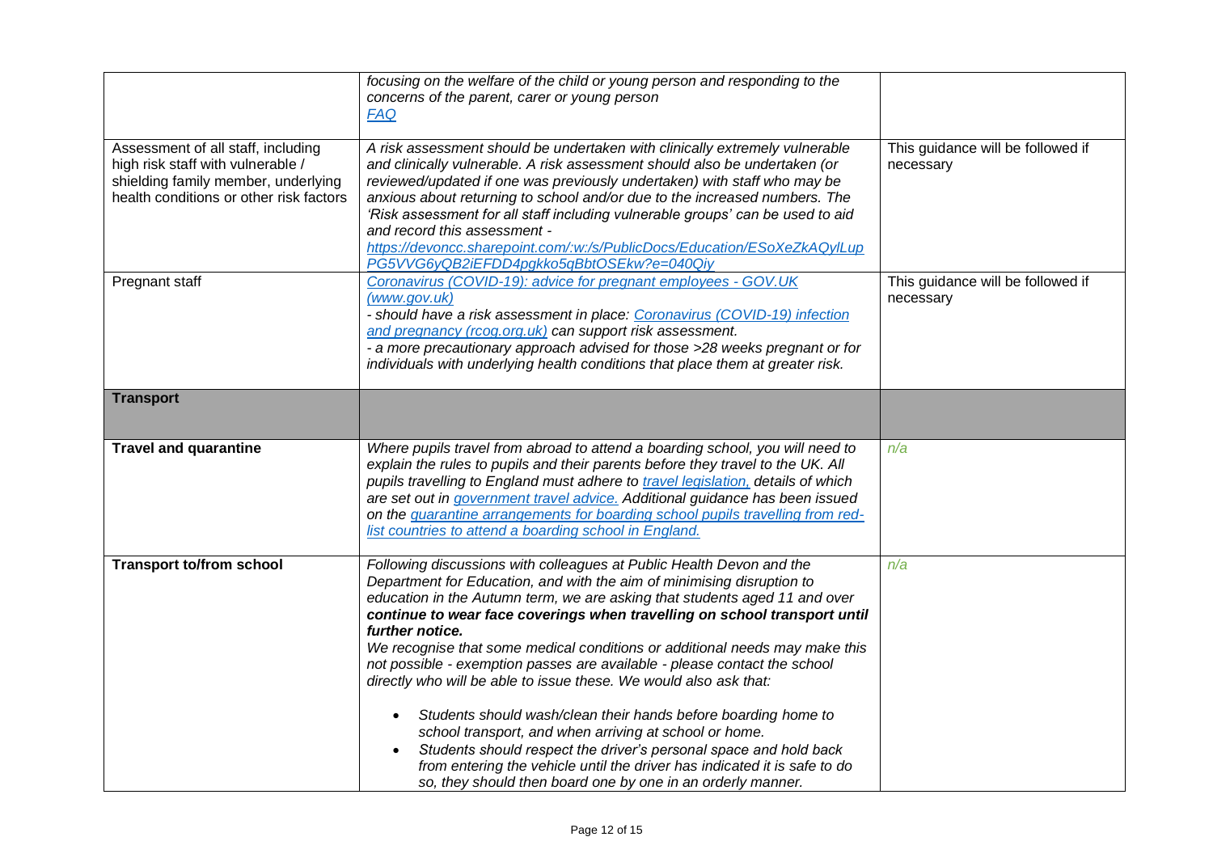| | | |
|---|---|---|
| | *focusing on the welfare of the child or young person and responding to the concerns of the parent, carer or young person* *[FAQ](FAQ)* | |
| Assessment of all staff, including high risk staff with vulnerable / shielding family member, underlying health conditions or other risk factors | *A risk assessment should be undertaken with clinically extremely vulnerable and clinically vulnerable. A risk assessment should also be undertaken (or reviewed/updated if one was previously undertaken) with staff who may be anxious about returning to school and/or due to the increased numbers. The 'Risk assessment for all staff including vulnerable groups' can be used to aid and record this assessment -* *https://devoncc.sharepoint.com/:w:/s/PublicDocs/Education/ESoXeZkAQylLupPG5VVG6yQB2iEFDD4pgkko5gBbtOSEkw?e=040Qiy* | This guidance will be followed if necessary |
| Pregnant staff | *Coronavirus (COVID-19): advice for pregnant employees - GOV.UK (www.gov.uk)* *- should have a risk assessment in place: Coronavirus (COVID-19) infection and pregnancy (rcog.org.uk) can support risk assessment.* *- a more precautionary approach advised for those >28 weeks pregnant or for individuals with underlying health conditions that place them at greater risk.* | This guidance will be followed if necessary |
| **Transport** | | |
| **Travel and quarantine** | *Where pupils travel from abroad to attend a boarding school, you will need to explain the rules to pupils and their parents before they travel to the UK. All pupils travelling to England must adhere to travel legislation, details of which are set out in government travel advice. Additional guidance has been issued on the quarantine arrangements for boarding school pupils travelling from red-list countries to attend a boarding school in England.* | *n/a* |
| **Transport to/from school** | *Following discussions with colleagues at Public Health Devon and the Department for Education, and with the aim of minimising disruption to education in the Autumn term, we are asking that students aged 11 and over* ***continue to wear face coverings when travelling on school transport until further notice.*** *We recognise that some medical conditions or additional needs may make this not possible - exemption passes are available - please contact the school directly who will be able to issue these. We would also ask that:* <br>• *Students should wash/clean their hands before boarding home to school transport, and when arriving at school or home.* <br>• *Students should respect the driver's personal space and hold back from entering the vehicle until the driver has indicated it is safe to do so, they should then board one by one in an orderly manner.* | *n/a* |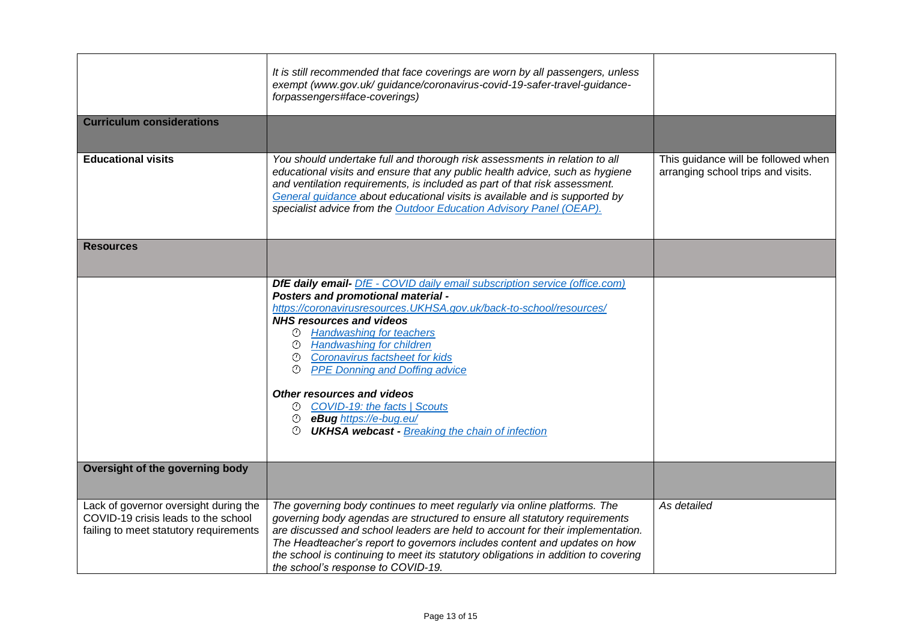| | | |
|---|---|---|
| | *It is still recommended that face coverings are worn by all passengers, unless exempt (www.gov.uk/ guidance/coronavirus-covid-19-safer-travel-guidance-forpassengers#face-coverings)* | |
| **Curriculum considerations** | | |
| **Educational visits** | *You should undertake full and thorough risk assessments in relation to all educational visits and ensure that any public health advice, such as hygiene and ventilation requirements, is included as part of that risk assessment. [General guidance](#) about educational visits is available and is supported by specialist advice from the [Outdoor Education Advisory Panel (OEAP).](#)* | This guidance will be followed when arranging school trips and visits. |
| **Resources** | | |
| | ***DfE daily email-*** *[DfE - COVID daily email subscription service (office.com)](#)*<br>***Posters and promotional material -***<br>*[https://coronavirusresources.UKHSA.gov.uk/back-to-school/resources/](https://coronavirusresources.UKHSA.gov.uk/back-to-school/resources/)*<br>***NHS resources and videos***<br>- *[Handwashing for teachers](#)*<br>- *[Handwashing for children](#)*<br>- *[Coronavirus factsheet for kids](#)*<br>- *[PPE Donning and Doffing advice](#)*<br><br>***Other resources and videos***<br>- *[COVID-19: the facts \| Scouts](#)*<br>- ***eBug*** *[https://e-bug.eu/](https://e-bug.eu/)*<br>- ***UKHSA webcast -*** *[Breaking the chain of infection](#)* | |
| **Oversight of the governing body** | | |
| Lack of governor oversight during the COVID-19 crisis leads to the school failing to meet statutory requirements | *The governing body continues to meet regularly via online platforms. The governing body agendas are structured to ensure all statutory requirements are discussed and school leaders are held to account for their implementation. The Headteacher's report to governors includes content and updates on how the school is continuing to meet its statutory obligations in addition to covering the school's response to COVID-19.* | *As detailed* |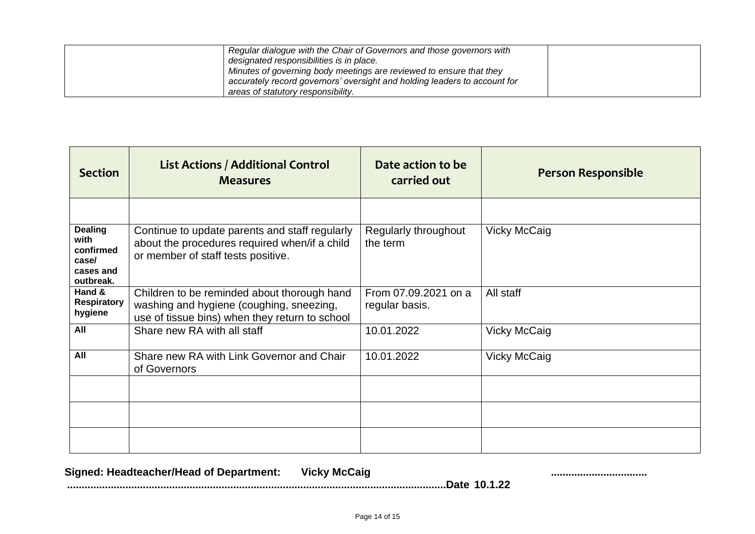| | *Regular dialogue with the Chair of Governors and those governors with designated responsibilities is in place.* *Minutes of governing body meetings are reviewed to ensure that they accurately record governors' oversight and holding leaders to account for areas of statutory responsibility.* | |
|---|---|---|

| Section | List Actions / Additional Control Measures | Date action to be carried out | Person Responsible |
|---|---|---|---|
| | | | |
| **Dealing with confirmed case/ cases and outbreak.** | Continue to update parents and staff regularly about the procedures required when/if a child or member of staff tests positive. | Regularly throughout the term | Vicky McCaig |
| **Hand & Respiratory hygiene** | Children to be reminded about thorough hand washing and hygiene (coughing, sneezing, use of tissue bins) when they return to school | From 07.09.2021 on a regular basis. | All staff |
| **All** | Share new RA with all staff | 10.01.2022 | Vicky McCaig |
| **All** | Share new RA with Link Governor and Chair of Governors | 10.01.2022 | Vicky McCaig |
| | | | |
| | | | |
| | | | |

**Signed: Headteacher/Head of Department: Vicky McCaig ................................ ..............................................................................................................Date 10.1.22**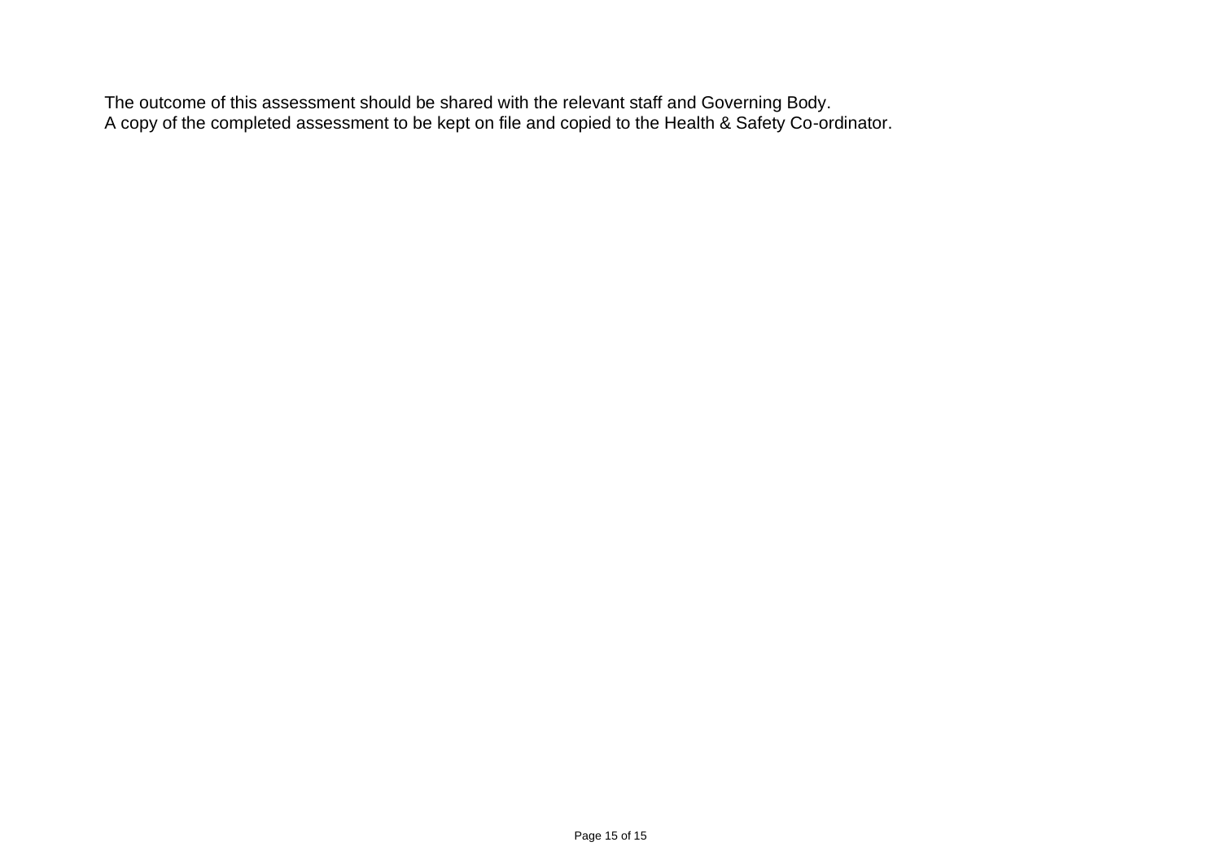The outcome of this assessment should be shared with the relevant staff and Governing Body.
A copy of the completed assessment to be kept on file and copied to the Health & Safety Co-ordinator.